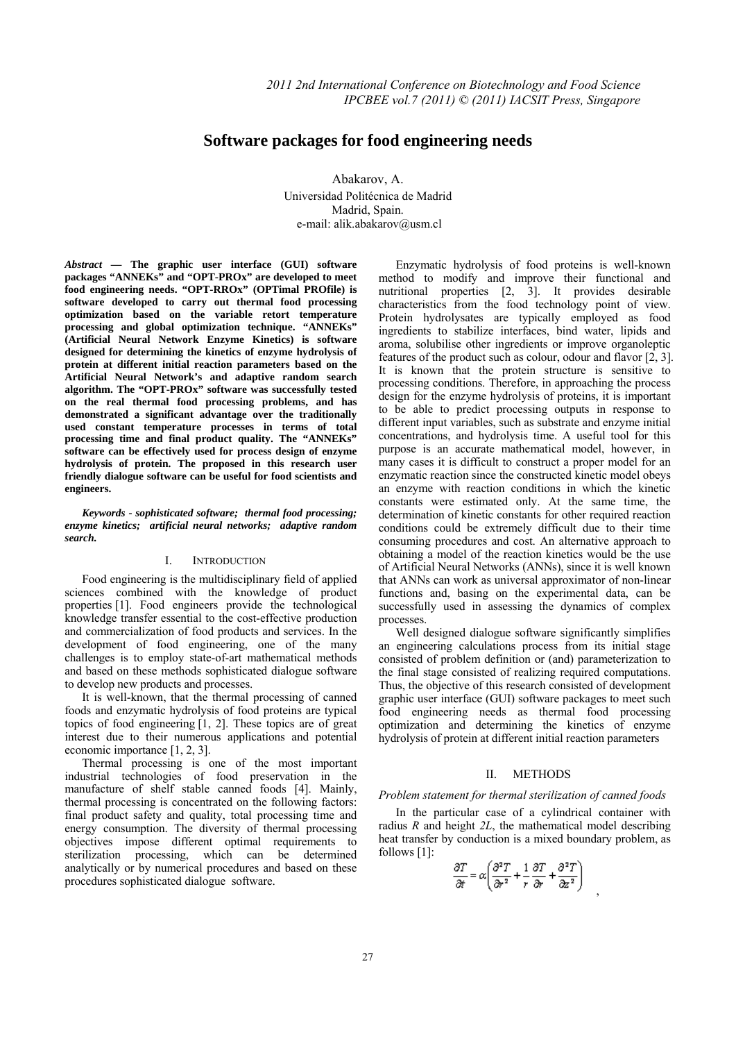# Software packages for food engineering needs

Abakarov, A.
Universidad Politécnica de Madrid
Madrid, Spain.
e-mail: alik.abakarov@usm.cl

***Abstract* — The graphic user interface (GUI) software packages "ANNEKs" and "OPT-PROx" are developed to meet food engineering needs. "OPT-RROx" (OPTimal PROfile) is software developed to carry out thermal food processing optimization based on the variable retort temperature processing and global optimization technique. "ANNEKs" (Artificial Neural Network Enzyme Kinetics) is software designed for determining the kinetics of enzyme hydrolysis of protein at different initial reaction parameters based on the Artificial Neural Network's and adaptive random search algorithm. The "OPT-PROx" software was successfully tested on the real thermal food processing problems, and has demonstrated a significant advantage over the traditionally used constant temperature processes in terms of total processing time and final product quality. The "ANNEKs" software can be effectively used for process design of enzyme hydrolysis of protein. The proposed in this research user friendly dialogue software can be useful for food scientists and engineers.**

***Keywords - sophisticated software; thermal food processing; enzyme kinetics; artificial neural networks; adaptive random search.***

## I. INTRODUCTION

Food engineering is the multidisciplinary field of applied sciences combined with the knowledge of product properties [1]. Food engineers provide the technological knowledge transfer essential to the cost-effective production and commercialization of food products and services. In the development of food engineering, one of the many challenges is to employ state-of-art mathematical methods and based on these methods sophisticated dialogue software to develop new products and processes.

It is well-known, that the thermal processing of canned foods and enzymatic hydrolysis of food proteins are typical topics of food engineering [1, 2]. These topics are of great interest due to their numerous applications and potential economic importance [1, 2, 3].

Thermal processing is one of the most important industrial technologies of food preservation in the manufacture of shelf stable canned foods [4]. Mainly, thermal processing is concentrated on the following factors: final product safety and quality, total processing time and energy consumption. The diversity of thermal processing objectives impose different optimal requirements to sterilization processing, which can be determined analytically or by numerical procedures and based on these procedures sophisticated dialogue software.

Enzymatic hydrolysis of food proteins is well-known method to modify and improve their functional and nutritional properties [2, 3]. It provides desirable characteristics from the food technology point of view. Protein hydrolysates are typically employed as food ingredients to stabilize interfaces, bind water, lipids and aroma, solubilise other ingredients or improve organoleptic features of the product such as colour, odour and flavor [2, 3]. It is known that the protein structure is sensitive to processing conditions. Therefore, in approaching the process design for the enzyme hydrolysis of proteins, it is important to be able to predict processing outputs in response to different input variables, such as substrate and enzyme initial concentrations, and hydrolysis time. A useful tool for this purpose is an accurate mathematical model, however, in many cases it is difficult to construct a proper model for an enzymatic reaction since the constructed kinetic model obeys an enzyme with reaction conditions in which the kinetic constants were estimated only. At the same time, the determination of kinetic constants for other required reaction conditions could be extremely difficult due to their time consuming procedures and cost. An alternative approach to obtaining a model of the reaction kinetics would be the use of Artificial Neural Networks (ANNs), since it is well known that ANNs can work as universal approximator of non-linear functions and, basing on the experimental data, can be successfully used in assessing the dynamics of complex processes.

Well designed dialogue software significantly simplifies an engineering calculations process from its initial stage consisted of problem definition or (and) parameterization to the final stage consisted of realizing required computations. Thus, the objective of this research consisted of development graphic user interface (GUI) software packages to meet such food engineering needs as thermal food processing optimization and determining the kinetics of enzyme hydrolysis of protein at different initial reaction parameters

## II. METHODS

### *Problem statement for thermal sterilization of canned foods*

In the particular case of a cylindrical container with radius $R$ and height $2L$, the mathematical model describing heat transfer by conduction is a mixed boundary problem, as follows [1]:

$$\frac{\partial T}{\partial t} = \alpha\left(\frac{\partial^2 T}{\partial r^2} + \frac{1}{r}\frac{\partial T}{\partial r} + \frac{\partial^2 T}{\partial z^2}\right),$$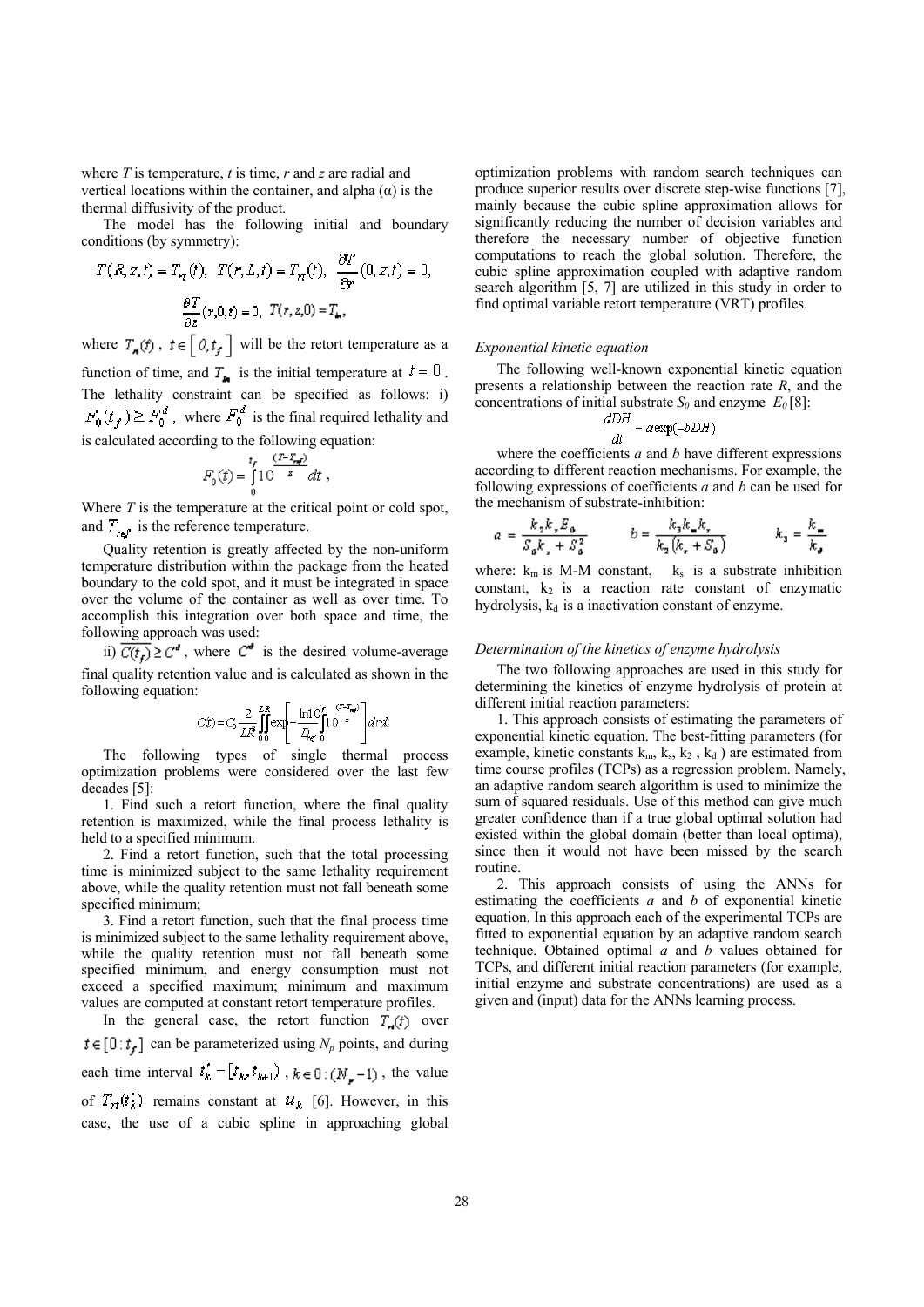where $T$ is temperature, $t$ is time, $r$ and $z$ are radial and vertical locations within the container, and alpha ($\alpha$) is the thermal diffusivity of the product.

The model has the following initial and boundary conditions (by symmetry):

$$T(R,z,t) = T_{rt}(t),\ \ T(r,L,t) = T_{rt}(t),\ \ \frac{\partial T}{\partial r}(0,z,t) = 0,$$

$$\frac{\partial T}{\partial z}(r,0,t) = 0,\ \ T(r,z,0) = T_{in},$$

where $T_{rt}(t)$, $t \in [0, t_f]$ will be the retort temperature as a function of time, and $T_{in}$ is the initial temperature at $t = 0$. The lethality constraint can be specified as follows: i) $F_0(t_f) \geq F_0^d$, where $F_0^d$ is the final required lethality and is calculated according to the following equation:

$$F_0(t) = \int_0^{t_f} 10^{\frac{(T - T_{ref})}{z}} dt\ ,$$

Where $T$ is the temperature at the critical point or cold spot, and $T_{ref}$ is the reference temperature.

Quality retention is greatly affected by the non-uniform temperature distribution within the package from the heated boundary to the cold spot, and it must be integrated in space over the volume of the container as well as over time. To accomplish this integration over both space and time, the following approach was used:

ii) $\overline{C(t_f)} \geq C^d$, where $C^d$ is the desired volume-average final quality retention value and is calculated as shown in the following equation:

$$\overline{C(t)} = C_0 \frac{2}{LR^2} \int_0^L \int_0^R \exp\left[ -\frac{\ln 10}{D_{ref}} \int_0^{t_f} 10^{\frac{(T - T_{ref})}{z}} \right] dr dz$$

The following types of single thermal process optimization problems were considered over the last few decades [5]:

1. Find such a retort function, where the final quality retention is maximized, while the final process lethality is held to a specified minimum.
2. Find a retort function, such that the total processing time is minimized subject to the same lethality requirement above, while the quality retention must not fall beneath some specified minimum;
3. Find a retort function, such that the final process time is minimized subject to the same lethality requirement above, while the quality retention must not fall beneath some specified minimum, and energy consumption must not exceed a specified maximum; minimum and maximum values are computed at constant retort temperature profiles.

In the general case, the retort function $T_{rt}(t)$ over $t \in [0 : t_f]$ can be parameterized using $N_p$ points, and during each time interval $t_k^* = [t_k, t_{k+1})$, $k \in 0 : (N_p - 1)$, the value of $T_{rt}(t_k^*)$ remains constant at $u_k$ [6]. However, in this case, the use of a cubic spline in approaching global optimization problems with random search techniques can produce superior results over discrete step-wise functions [7], mainly because the cubic spline approximation allows for significantly reducing the number of decision variables and therefore the necessary number of objective function computations to reach the global solution. Therefore, the cubic spline approximation coupled with adaptive random search algorithm [5, 7] are utilized in this study in order to find optimal variable retort temperature (VRT) profiles.

### *Exponential kinetic equation*

The following well-known exponential kinetic equation presents a relationship between the reaction rate $R$, and the concentrations of initial substrate $S_0$ and enzyme $E_0$ [8]:

$$\frac{dDH}{dt} = a \exp(-bDH)$$

where the coefficients $a$ and $b$ have different expressions according to different reaction mechanisms. For example, the following expressions of coefficients $a$ and $b$ can be used for the mechanism of substrate-inhibition:

$$a = \frac{k_2 k_s E_0}{S_0 k_s + S_0^2} \qquad b = \frac{k_3 k_m k_s}{k_2 (k_s + S_0)} \qquad k_3 = \frac{k_m}{k_d}$$

where: $k_m$ is M-M constant, $k_s$ is a substrate inhibition constant, $k_2$ is a reaction rate constant of enzymatic hydrolysis, $k_d$ is a inactivation constant of enzyme.

### *Determination of the kinetics of enzyme hydrolysis*

The two following approaches are used in this study for determining the kinetics of enzyme hydrolysis of protein at different initial reaction parameters:

1. This approach consists of estimating the parameters of exponential kinetic equation. The best-fitting parameters (for example, kinetic constants $k_m$, $k_s$, $k_2$, $k_d$) are estimated from time course profiles (TCPs) as a regression problem. Namely, an adaptive random search algorithm is used to minimize the sum of squared residuals. Use of this method can give much greater confidence than if a true global optimal solution had existed within the global domain (better than local optima), since then it would not have been missed by the search routine.
2. This approach consists of using the ANNs for estimating the coefficients $a$ and $b$ of exponential kinetic equation. In this approach each of the experimental TCPs are fitted to exponential equation by an adaptive random search technique. Obtained optimal $a$ and $b$ values obtained for TCPs, and different initial reaction parameters (for example, initial enzyme and substrate concentrations) are used as a given and (input) data for the ANNs learning process.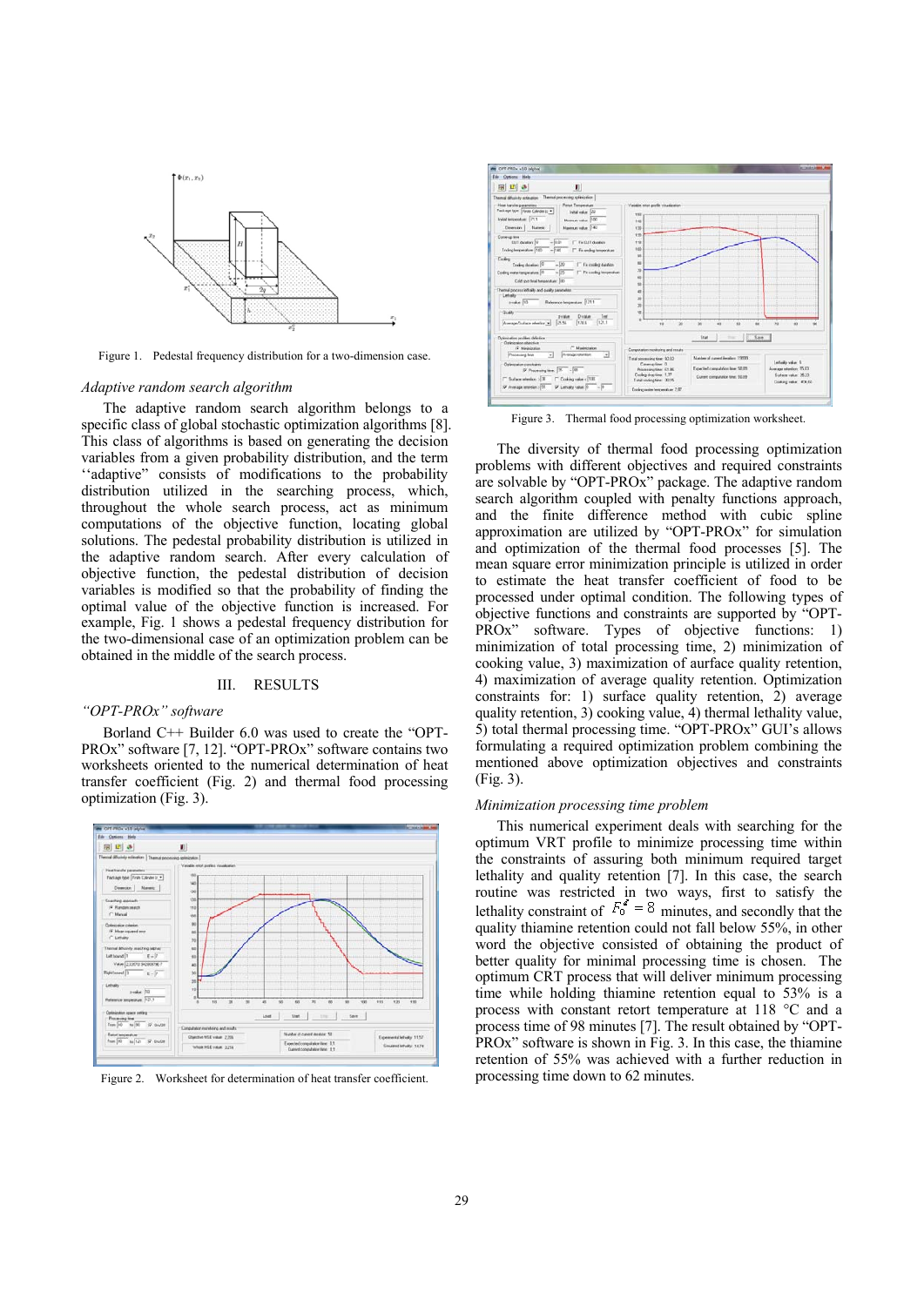Figure 1. Pedestal frequency distribution for a two-dimension case.

*Adaptive random search algorithm*

The adaptive random search algorithm belongs to a specific class of global stochastic optimization algorithms [8]. This class of algorithms is based on generating the decision variables from a given probability distribution, and the term ''adaptive" consists of modifications to the probability distribution utilized in the searching process, which, throughout the whole search process, act as minimum computations of the objective function, locating global solutions. The pedestal probability distribution is utilized in the adaptive random search. After every calculation of objective function, the pedestal distribution of decision variables is modified so that the probability of finding the optimal value of the objective function is increased. For example, Fig. 1 shows a pedestal frequency distribution for the two-dimensional case of an optimization problem can be obtained in the middle of the search process.

## III. RESULTS

*"OPT-PROx" software*

Borland C++ Builder 6.0 was used to create the "OPT-PROx" software [7, 12]. "OPT-PROx" software contains two worksheets oriented to the numerical determination of heat transfer coefficient (Fig. 2) and thermal food processing optimization (Fig. 3).

Figure 2. Worksheet for determination of heat transfer coefficient.

Figure 3. Thermal food processing optimization worksheet.

The diversity of thermal food processing optimization problems with different objectives and required constraints are solvable by "OPT-PROx" package. The adaptive random search algorithm coupled with penalty functions approach, and the finite difference method with cubic spline approximation are utilized by "OPT-PROx" for simulation and optimization of the thermal food processes [5]. The mean square error minimization principle is utilized in order to estimate the heat transfer coefficient of food to be processed under optimal condition. The following types of objective functions and constraints are supported by "OPT-PROx" software. Types of objective functions: 1) minimization of total processing time, 2) minimization of cooking value, 3) maximization of aurface quality retention, 4) maximization of average quality retention. Optimization constraints for: 1) surface quality retention, 2) average quality retention, 3) cooking value, 4) thermal lethality value, 5) total thermal processing time. "OPT-PROx" GUI's allows formulating a required optimization problem combining the mentioned above optimization objectives and constraints (Fig. 3).

*Minimization processing time problem*

This numerical experiment deals with searching for the optimum VRT profile to minimize processing time within the constraints of assuring both minimum required target lethality and quality retention [7]. In this case, the search routine was restricted in two ways, first to satisfy the lethality constraint of $F_0^d = 8$ minutes, and secondly that the quality thiamine retention could not fall below 55%, in other word the objective consisted of obtaining the product of better quality for minimal processing time is chosen. The optimum CRT process that will deliver minimum processing time while holding thiamine retention equal to 53% is a process with constant retort temperature at 118 °C and a process time of 98 minutes [7]. The result obtained by "OPT-PROx" software is shown in Fig. 3. In this case, the thiamine retention of 55% was achieved with a further reduction in processing time down to 62 minutes.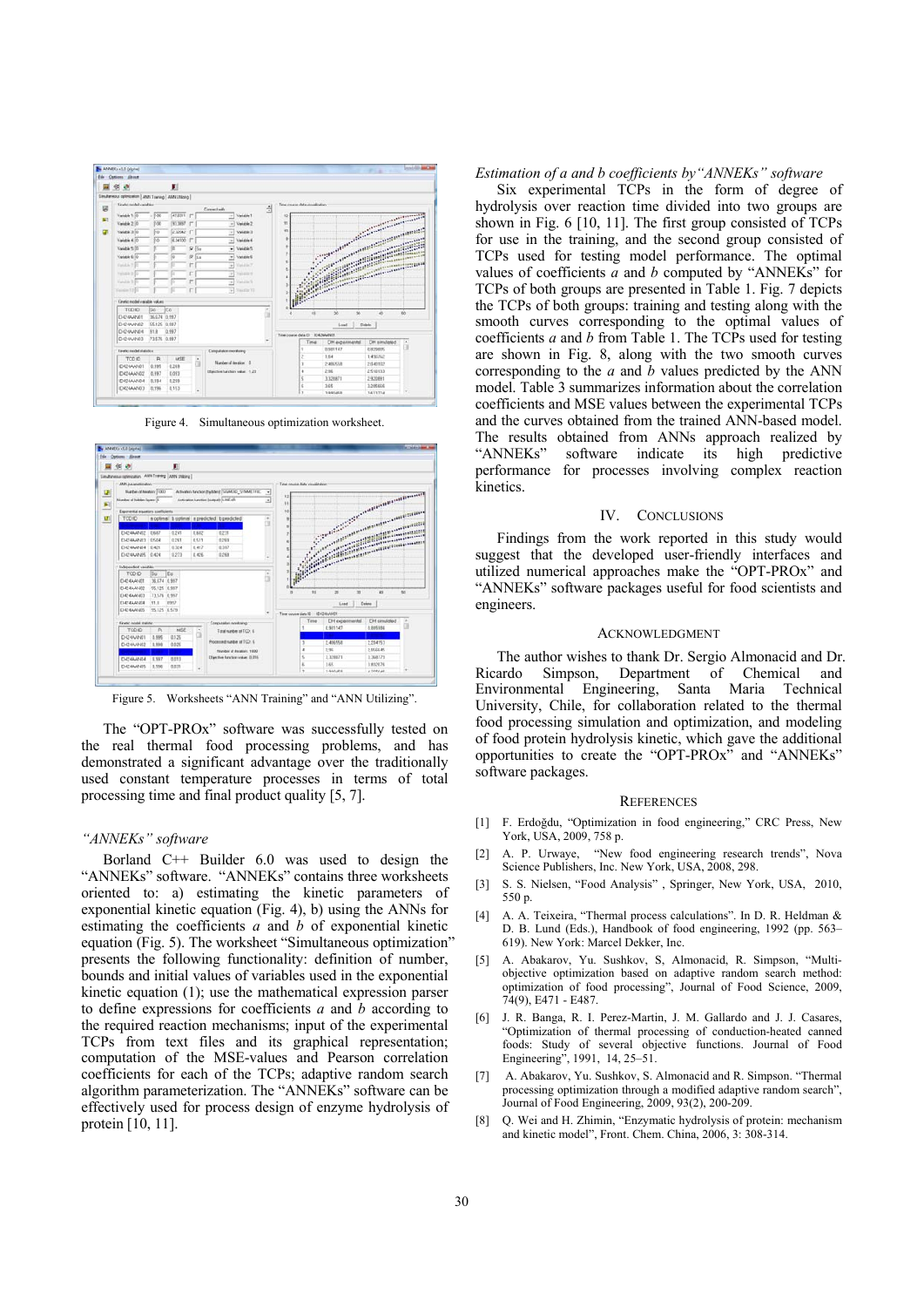Figure 4. Simultaneous optimization worksheet.

Figure 5. Worksheets "ANN Training" and "ANN Utilizing".

The "OPT-PROx" software was successfully tested on the real thermal food processing problems, and has demonstrated a significant advantage over the traditionally used constant temperature processes in terms of total processing time and final product quality [5, 7].

*"ANNEKs" software*

Borland C++ Builder 6.0 was used to design the "ANNEKs" software. "ANNEKs" contains three worksheets oriented to: a) estimating the kinetic parameters of exponential kinetic equation (Fig. 4), b) using the ANNs for estimating the coefficients *a* and *b* of exponential kinetic equation (Fig. 5). The worksheet "Simultaneous optimization" presents the following functionality: definition of number, bounds and initial values of variables used in the exponential kinetic equation (1); use the mathematical expression parser to define expressions for coefficients *a* and *b* according to the required reaction mechanisms; input of the experimental TCPs from text files and its graphical representation; computation of the MSE-values and Pearson correlation coefficients for each of the TCPs; adaptive random search algorithm parameterization. The "ANNEKs" software can be effectively used for process design of enzyme hydrolysis of protein [10, 11].

*Estimation of a and b coefficients by"ANNEKs" software*

Six experimental TCPs in the form of degree of hydrolysis over reaction time divided into two groups are shown in Fig. 6 [10, 11]. The first group consisted of TCPs for use in the training, and the second group consisted of TCPs used for testing model performance. The optimal values of coefficients *a* and *b* computed by "ANNEKs" for TCPs of both groups are presented in Table 1. Fig. 7 depicts the TCPs of both groups: training and testing along with the smooth curves corresponding to the optimal values of coefficients *a* and *b* from Table 1. The TCPs used for testing are shown in Fig. 8, along with the two smooth curves corresponding to the *a* and *b* values predicted by the ANN model. Table 3 summarizes information about the correlation coefficients and MSE values between the experimental TCPs and the curves obtained from the trained ANN-based model. The results obtained from ANNs approach realized by "ANNEKs" software indicate its high predictive performance for processes involving complex reaction kinetics.

## IV. Conclusions

Findings from the work reported in this study would suggest that the developed user-friendly interfaces and utilized numerical approaches make the "OPT-PROx" and "ANNEKs" software packages useful for food scientists and engineers.

## Acknowledgment

The author wishes to thank Dr. Sergio Almonacid and Dr. Ricardo Simpson, Department of Chemical and Environmental Engineering, Santa Maria Technical University, Chile, for collaboration related to the thermal food processing simulation and optimization, and modeling of food protein hydrolysis kinetic, which gave the additional opportunities to create the "OPT-PROx" and "ANNEKs" software packages.

## References

[1] F. Erdoğdu, "Optimization in food engineering," CRC Press, New York, USA, 2009, 758 p.

[2] A. P. Urwaye, "New food engineering research trends", Nova Science Publishers, Inc. New York, USA, 2008, 298.

[3] S. S. Nielsen, "Food Analysis" , Springer, New York, USA, 2010, 550 p.

[4] A. A. Teixeira, "Thermal process calculations". In D. R. Heldman & D. B. Lund (Eds.), Handbook of food engineering, 1992 (pp. 563–619). New York: Marcel Dekker, Inc.

[5] A. Abakarov, Yu. Sushkov, S, Almonacid, R. Simpson, "Multi-objective optimization based on adaptive random search method: optimization of food processing", Journal of Food Science, 2009, 74(9), E471 - E487.

[6] J. R. Banga, R. I. Perez-Martin, J. M. Gallardo and J. J. Casares, "Optimization of thermal processing of conduction-heated canned foods: Study of several objective functions. Journal of Food Engineering", 1991, 14, 25–51.

[7] A. Abakarov, Yu. Sushkov, S. Almonacid and R. Simpson. "Thermal processing optimization through a modified adaptive random search", Journal of Food Engineering, 2009, 93(2), 200-209.

[8] Q. Wei and H. Zhimin, "Enzymatic hydrolysis of protein: mechanism and kinetic model", Front. Chem. China, 2006, 3: 308-314.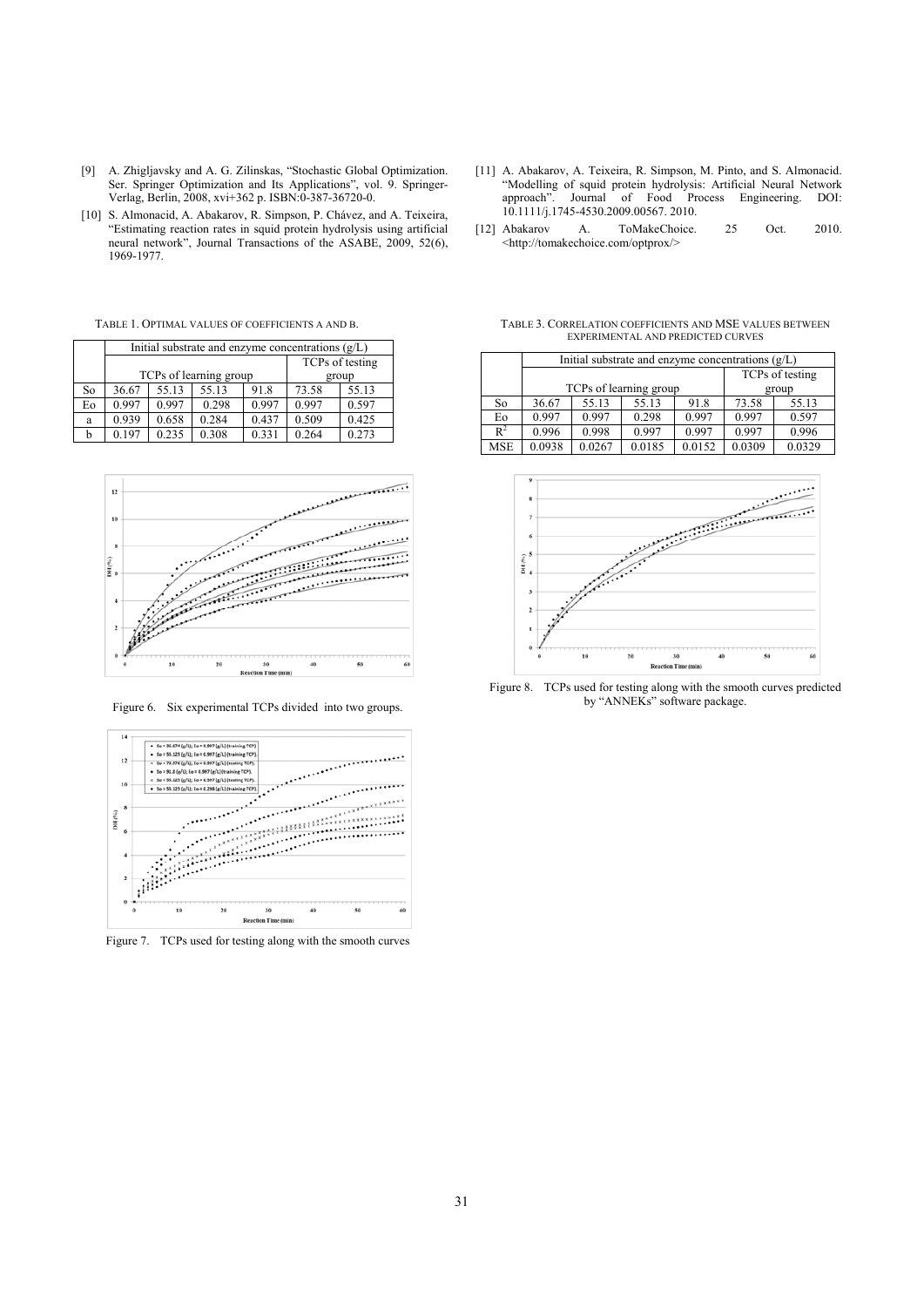[9] A. Zhigljavsky and A. G. Zilinskas, "Stochastic Global Optimization. Ser. Springer Optimization and Its Applications", vol. 9. Springer-Verlag, Berlin, 2008, xvi+362 p. ISBN:0-387-36720-0.

[10] S. Almonacid, A. Abakarov, R. Simpson, P. Chávez, and A. Teixeira, "Estimating reaction rates in squid protein hydrolysis using artificial neural network", Journal Transactions of the ASABE, 2009, 52(6), 1969-1977.

[11] A. Abakarov, A. Teixeira, R. Simpson, M. Pinto, and S. Almonacid. "Modelling of squid protein hydrolysis: Artificial Neural Network approach". Journal of Food Process Engineering. DOI: 10.1111/j.1745-4530.2009.00567. 2010.

[12] Abakarov A. ToMakeChoice. 25 Oct. 2010. <http://tomakechoice.com/optprox/>

TABLE 1. OPTIMAL VALUES OF COEFFICIENTS A AND B.

| | Initial substrate and enzyme concentrations (g/L) | | | | | |
|---|---|---|---|---|---|---|
| | TCPs of learning group | | | | TCPs of testing group | |
| So | 36.67 | 55.13 | 55.13 | 91.8 | 73.58 | 55.13 |
| Eo | 0.997 | 0.997 | 0.298 | 0.997 | 0.997 | 0.597 |
| a | 0.939 | 0.658 | 0.284 | 0.437 | 0.509 | 0.425 |
| b | 0.197 | 0.235 | 0.308 | 0.331 | 0.264 | 0.273 |

12
10
8
DH (%) 6
4
2
0
0 10 20 30 40 50 60
Reaction Time (min)

Figure 6. Six experimental TCPs divided into two groups.

So = 36.674 (g/l); Eo = 0.997 (g/l) (training TCP)
So = 55.125 (g/l); Eo = 0.997 (g/l) (training TCP).
So = 73.576 (g/l); Eo = 0.997 (g/l) (testing TCP).
So = 91.8 (g/l); Eo = 0.997 (g/l) (training TCP).
So = 55.125 (g/l); Eo = 0.597 (g/l) (testing TCP).
So = 55.125 (g/l); Eo = 0.298 (g/l) (training TCP).
14
12
10
8
DH (%) 6
4
2
0
0 10 20 30 40 50 60
Reaction Time (min)

Figure 7. TCPs used for testing along with the smooth curves

TABLE 3. CORRELATION COEFFICIENTS AND MSE VALUES BETWEEN EXPERIMENTAL AND PREDICTED CURVES

| | Initial substrate and enzyme concentrations (g/L) | | | | | |
|---|---|---|---|---|---|---|
| | TCPs of learning group | | | | TCPs of testing group | |
| So | 36.67 | 55.13 | 55.13 | 91.8 | 73.58 | 55.13 |
| Eo | 0.997 | 0.997 | 0.298 | 0.997 | 0.997 | 0.597 |
| $R^2$ | 0.996 | 0.998 | 0.997 | 0.997 | 0.997 | 0.996 |
| MSE | 0.0938 | 0.0267 | 0.0185 | 0.0152 | 0.0309 | 0.0329 |

9
8
7
6
DH (%) 5
4
3
2
1
0
0 10 20 30 40 50 60
Reaction Time (min)

Figure 8. TCPs used for testing along with the smooth curves predicted by "ANNEKs" software package.